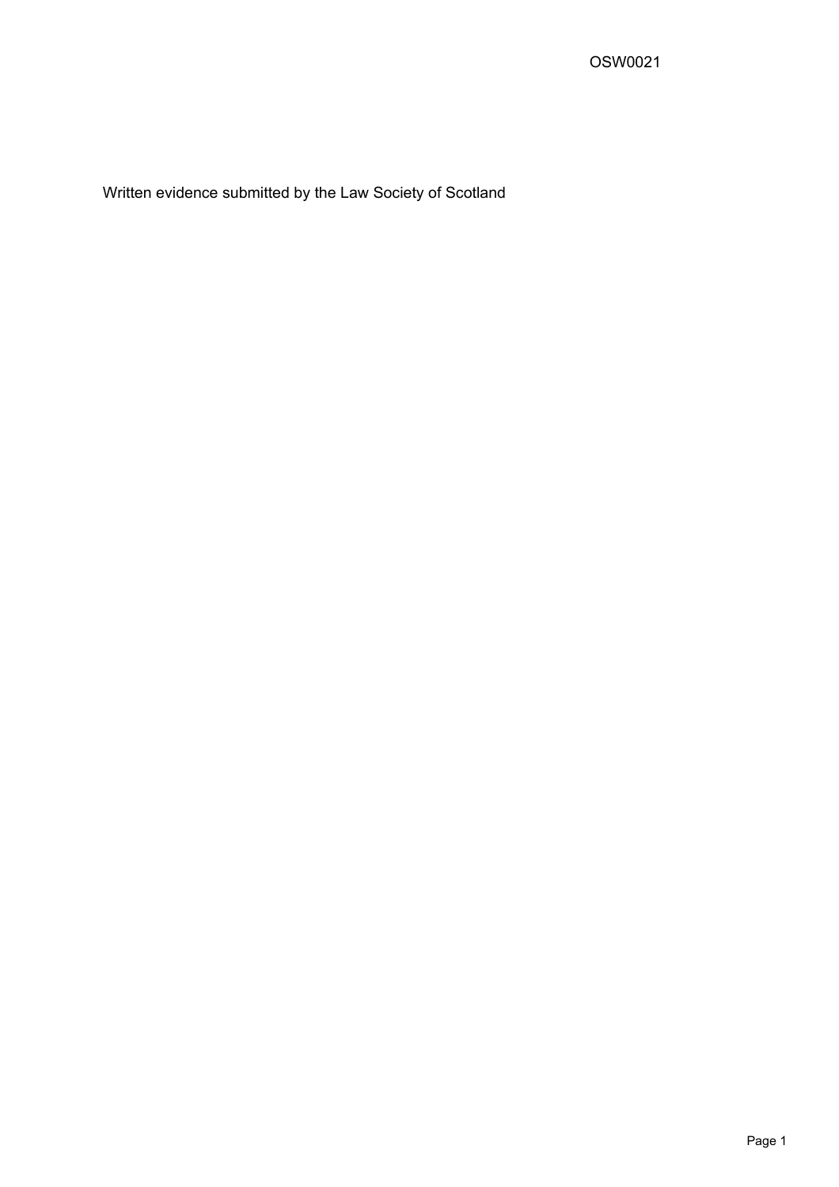OSW0021

Written evidence submitted by the Law Society of Scotland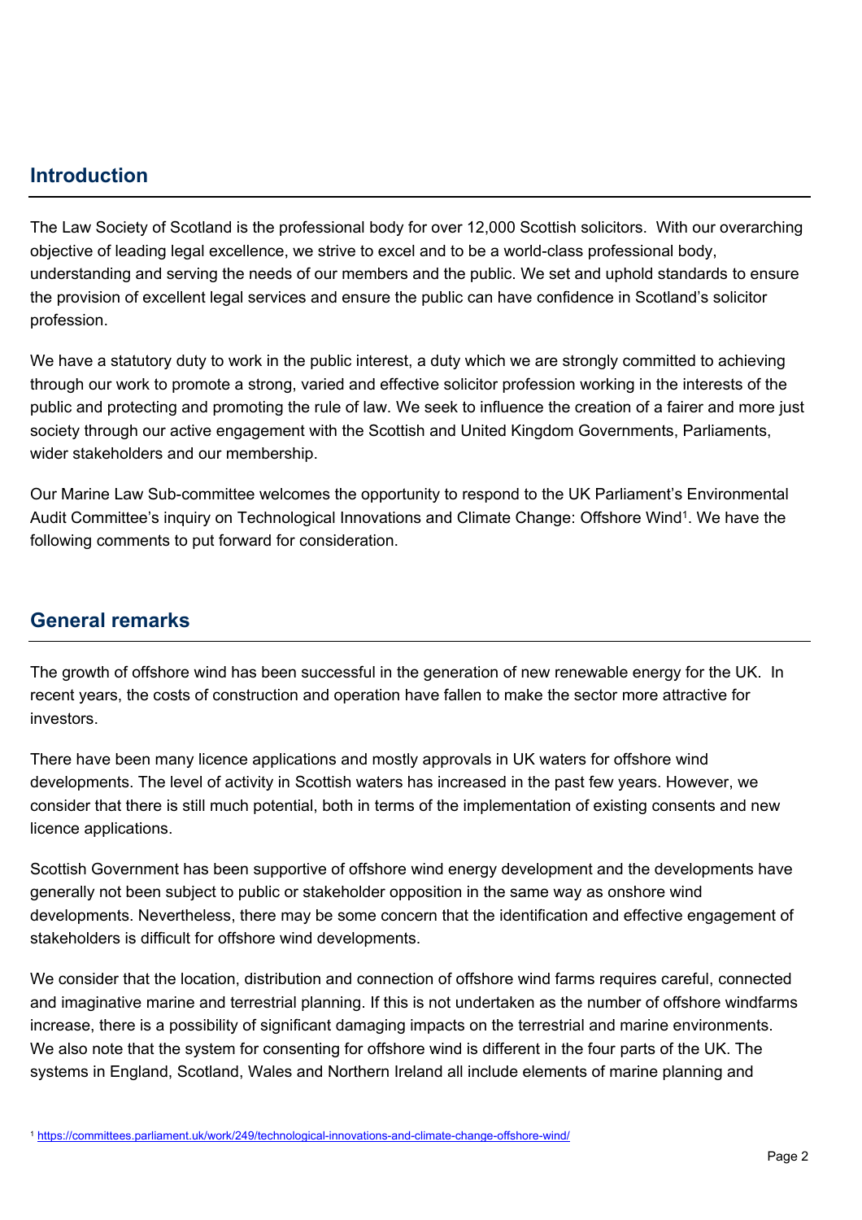## Introduction

The Law Society of Scotland is the professional body for over 12,000 Scottish solicitors. With our overarching objective of leading legal excellence, we strive to excel and to be a world-class professional body, understanding and serving the needs of our members and the public. We set and uphold standards to ensure the provision of excellent legal services and ensure the public can have confidence in Scotland's solicitor profession.

We have a statutory duty to work in the public interest, a duty which we are strongly committed to achieving through our work to promote a strong, varied and effective solicitor profession working in the interests of the public and protecting and promoting the rule of law. We seek to influence the creation of a fairer and more just society through our active engagement with the Scottish and United Kingdom Governments, Parliaments, wider stakeholders and our membership.

Our Marine Law Sub-committee welcomes the opportunity to respond to the UK Parliament's Environmental Audit Committee's inquiry on Technological Innovations and Climate Change: Offshore Wind[1]. We have the following comments to put forward for consideration.

## General remarks

The growth of offshore wind has been successful in the generation of new renewable energy for the UK. In recent years, the costs of construction and operation have fallen to make the sector more attractive for investors.

There have been many licence applications and mostly approvals in UK waters for offshore wind developments. The level of activity in Scottish waters has increased in the past few years. However, we consider that there is still much potential, both in terms of the implementation of existing consents and new licence applications.

Scottish Government has been supportive of offshore wind energy development and the developments have generally not been subject to public or stakeholder opposition in the same way as onshore wind developments. Nevertheless, there may be some concern that the identification and effective engagement of stakeholders is difficult for offshore wind developments.

We consider that the location, distribution and connection of offshore wind farms requires careful, connected and imaginative marine and terrestrial planning. If this is not undertaken as the number of offshore windfarms increase, there is a possibility of significant damaging impacts on the terrestrial and marine environments. We also note that the system for consenting for offshore wind is different in the four parts of the UK. The systems in England, Scotland, Wales and Northern Ireland all include elements of marine planning and

[1] https://committees.parliament.uk/work/249/technological-innovations-and-climate-change-offshore-wind/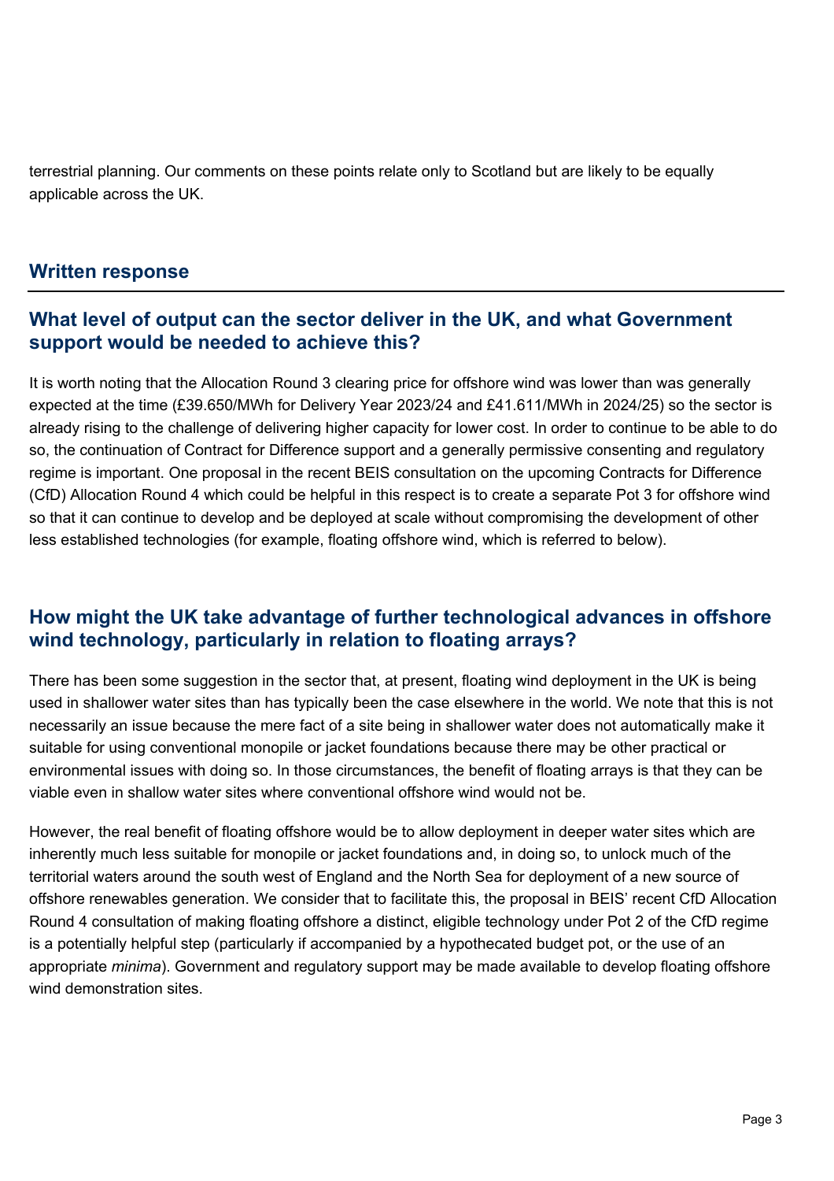terrestrial planning. Our comments on these points relate only to Scotland but are likely to be equally applicable across the UK.

## Written response

### What level of output can the sector deliver in the UK, and what Government support would be needed to achieve this?

It is worth noting that the Allocation Round 3 clearing price for offshore wind was lower than was generally expected at the time (£39.650/MWh for Delivery Year 2023/24 and £41.611/MWh in 2024/25) so the sector is already rising to the challenge of delivering higher capacity for lower cost. In order to continue to be able to do so, the continuation of Contract for Difference support and a generally permissive consenting and regulatory regime is important. One proposal in the recent BEIS consultation on the upcoming Contracts for Difference (CfD) Allocation Round 4 which could be helpful in this respect is to create a separate Pot 3 for offshore wind so that it can continue to develop and be deployed at scale without compromising the development of other less established technologies (for example, floating offshore wind, which is referred to below).

### How might the UK take advantage of further technological advances in offshore wind technology, particularly in relation to floating arrays?

There has been some suggestion in the sector that, at present, floating wind deployment in the UK is being used in shallower water sites than has typically been the case elsewhere in the world. We note that this is not necessarily an issue because the mere fact of a site being in shallower water does not automatically make it suitable for using conventional monopile or jacket foundations because there may be other practical or environmental issues with doing so. In those circumstances, the benefit of floating arrays is that they can be viable even in shallow water sites where conventional offshore wind would not be.

However, the real benefit of floating offshore would be to allow deployment in deeper water sites which are inherently much less suitable for monopile or jacket foundations and, in doing so, to unlock much of the territorial waters around the south west of England and the North Sea for deployment of a new source of offshore renewables generation. We consider that to facilitate this, the proposal in BEIS' recent CfD Allocation Round 4 consultation of making floating offshore a distinct, eligible technology under Pot 2 of the CfD regime is a potentially helpful step (particularly if accompanied by a hypothecated budget pot, or the use of an appropriate *minima*). Government and regulatory support may be made available to develop floating offshore wind demonstration sites.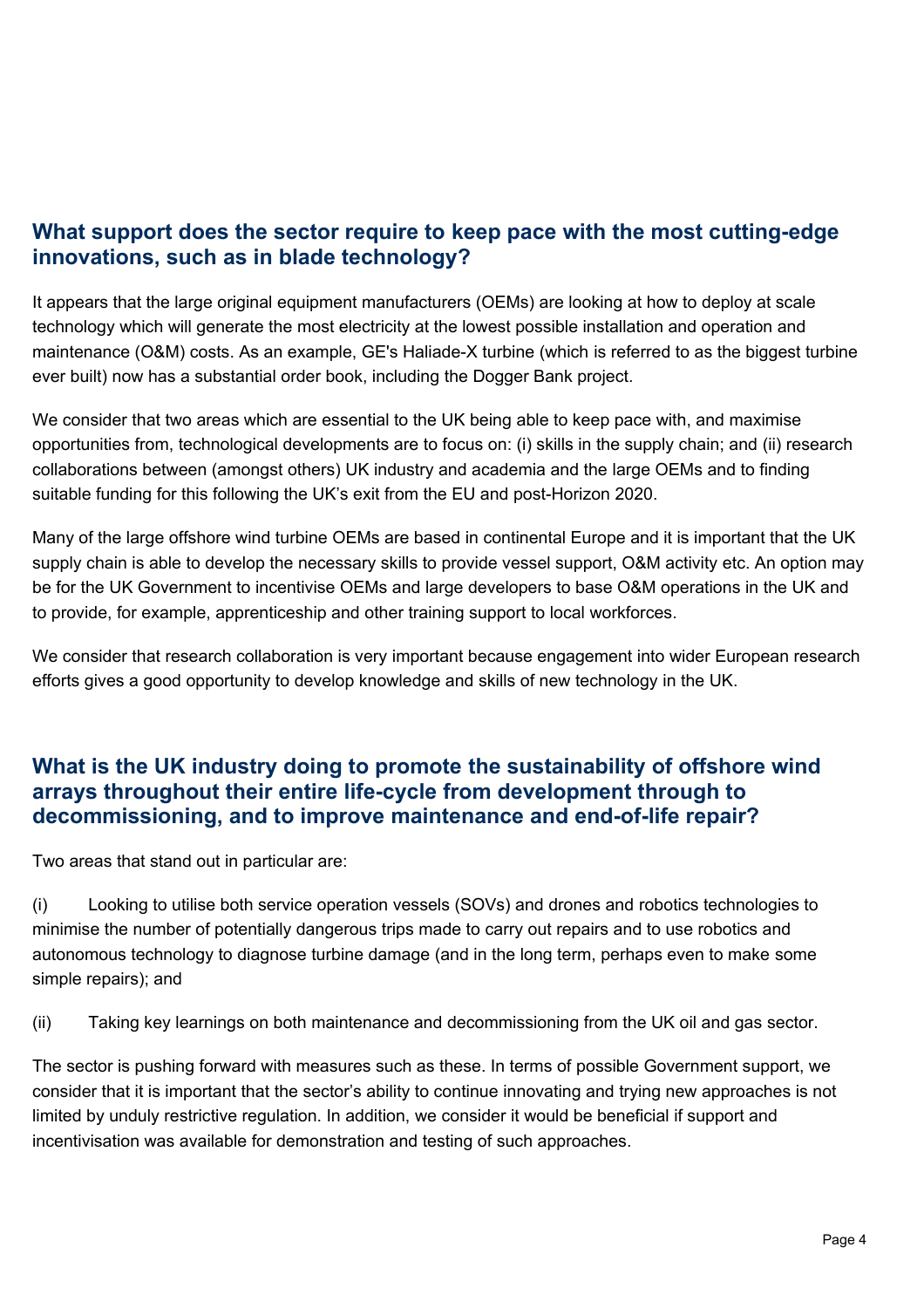## What support does the sector require to keep pace with the most cutting-edge innovations, such as in blade technology?

It appears that the large original equipment manufacturers (OEMs) are looking at how to deploy at scale technology which will generate the most electricity at the lowest possible installation and operation and maintenance (O&M) costs. As an example, GE's Haliade-X turbine (which is referred to as the biggest turbine ever built) now has a substantial order book, including the Dogger Bank project.

We consider that two areas which are essential to the UK being able to keep pace with, and maximise opportunities from, technological developments are to focus on: (i) skills in the supply chain; and (ii) research collaborations between (amongst others) UK industry and academia and the large OEMs and to finding suitable funding for this following the UK's exit from the EU and post-Horizon 2020.

Many of the large offshore wind turbine OEMs are based in continental Europe and it is important that the UK supply chain is able to develop the necessary skills to provide vessel support, O&M activity etc. An option may be for the UK Government to incentivise OEMs and large developers to base O&M operations in the UK and to provide, for example, apprenticeship and other training support to local workforces.

We consider that research collaboration is very important because engagement into wider European research efforts gives a good opportunity to develop knowledge and skills of new technology in the UK.

## What is the UK industry doing to promote the sustainability of offshore wind arrays throughout their entire life-cycle from development through to decommissioning, and to improve maintenance and end-of-life repair?

Two areas that stand out in particular are:

(i) Looking to utilise both service operation vessels (SOVs) and drones and robotics technologies to minimise the number of potentially dangerous trips made to carry out repairs and to use robotics and autonomous technology to diagnose turbine damage (and in the long term, perhaps even to make some simple repairs); and

(ii) Taking key learnings on both maintenance and decommissioning from the UK oil and gas sector.

The sector is pushing forward with measures such as these. In terms of possible Government support, we consider that it is important that the sector's ability to continue innovating and trying new approaches is not limited by unduly restrictive regulation. In addition, we consider it would be beneficial if support and incentivisation was available for demonstration and testing of such approaches.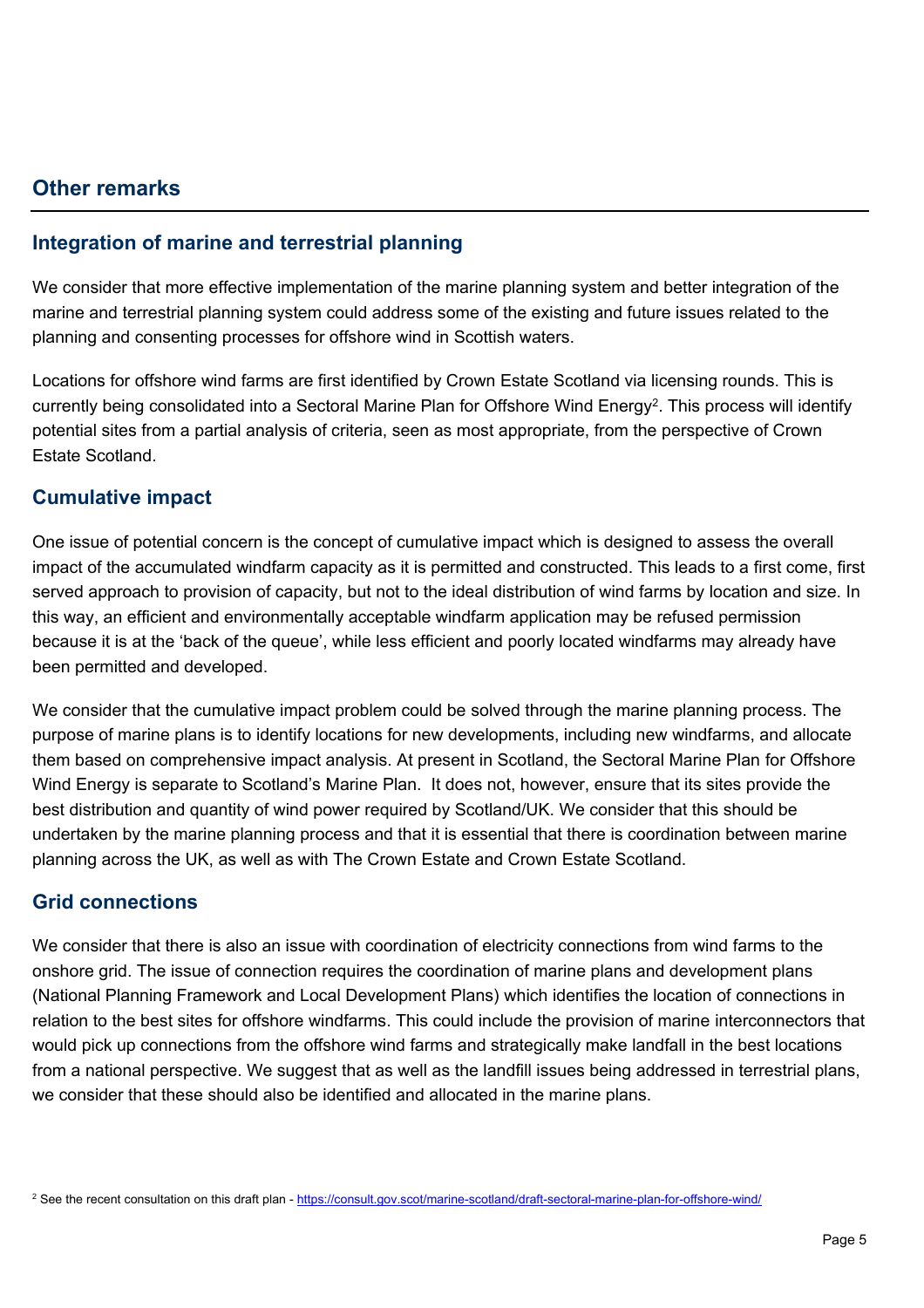## Other remarks

### Integration of marine and terrestrial planning

We consider that more effective implementation of the marine planning system and better integration of the marine and terrestrial planning system could address some of the existing and future issues related to the planning and consenting processes for offshore wind in Scottish waters.

Locations for offshore wind farms are first identified by Crown Estate Scotland via licensing rounds. This is currently being consolidated into a Sectoral Marine Plan for Offshore Wind Energy[2]. This process will identify potential sites from a partial analysis of criteria, seen as most appropriate, from the perspective of Crown Estate Scotland.

### Cumulative impact

One issue of potential concern is the concept of cumulative impact which is designed to assess the overall impact of the accumulated windfarm capacity as it is permitted and constructed. This leads to a first come, first served approach to provision of capacity, but not to the ideal distribution of wind farms by location and size. In this way, an efficient and environmentally acceptable windfarm application may be refused permission because it is at the 'back of the queue', while less efficient and poorly located windfarms may already have been permitted and developed.

We consider that the cumulative impact problem could be solved through the marine planning process. The purpose of marine plans is to identify locations for new developments, including new windfarms, and allocate them based on comprehensive impact analysis. At present in Scotland, the Sectoral Marine Plan for Offshore Wind Energy is separate to Scotland's Marine Plan. It does not, however, ensure that its sites provide the best distribution and quantity of wind power required by Scotland/UK. We consider that this should be undertaken by the marine planning process and that it is essential that there is coordination between marine planning across the UK, as well as with The Crown Estate and Crown Estate Scotland.

### Grid connections

We consider that there is also an issue with coordination of electricity connections from wind farms to the onshore grid. The issue of connection requires the coordination of marine plans and development plans (National Planning Framework and Local Development Plans) which identifies the location of connections in relation to the best sites for offshore windfarms. This could include the provision of marine interconnectors that would pick up connections from the offshore wind farms and strategically make landfall in the best locations from a national perspective. We suggest that as well as the landfill issues being addressed in terrestrial plans, we consider that these should also be identified and allocated in the marine plans.

[2] See the recent consultation on this draft plan - https://consult.gov.scot/marine-scotland/draft-sectoral-marine-plan-for-offshore-wind/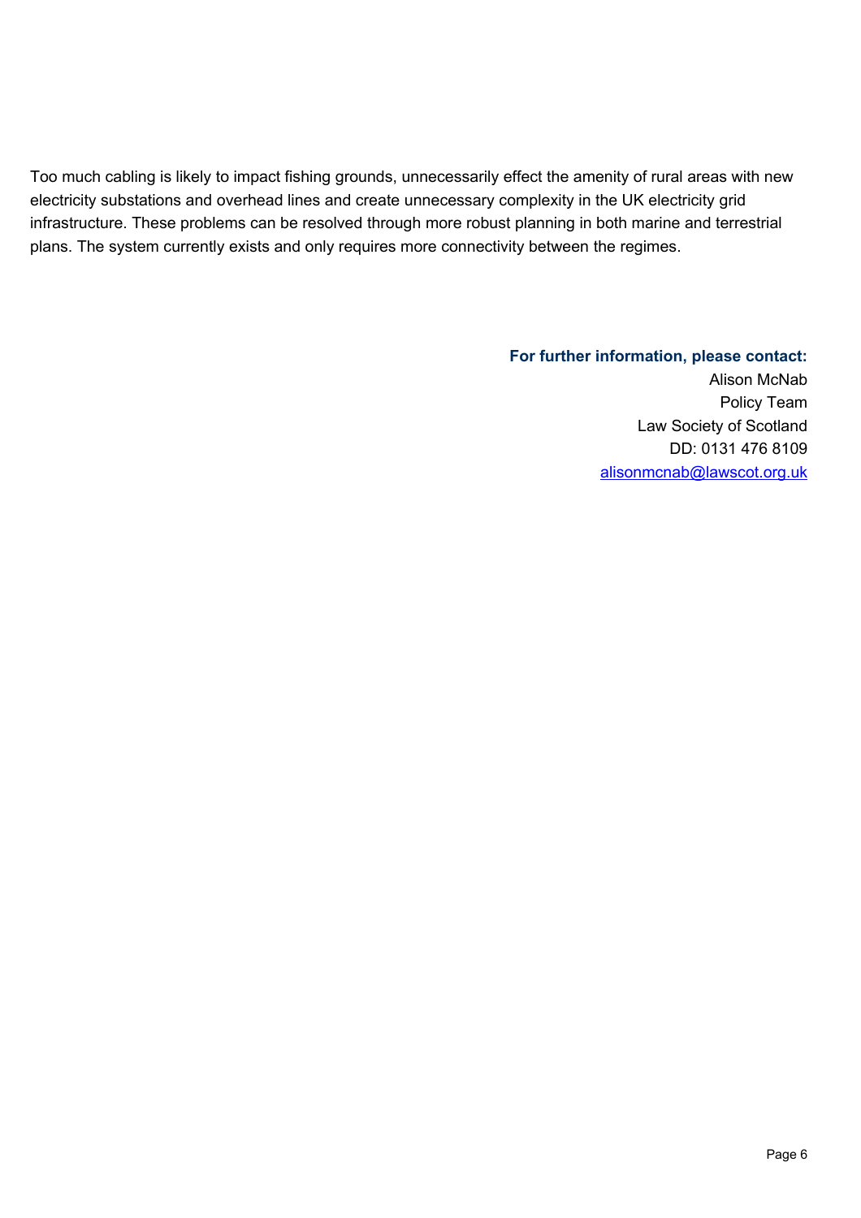Too much cabling is likely to impact fishing grounds, unnecessarily effect the amenity of rural areas with new electricity substations and overhead lines and create unnecessary complexity in the UK electricity grid infrastructure. These problems can be resolved through more robust planning in both marine and terrestrial plans. The system currently exists and only requires more connectivity between the regimes.

**For further information, please contact:**

Alison McNab
Policy Team
Law Society of Scotland
DD: 0131 476 8109
alisonmcnab@lawscot.org.uk